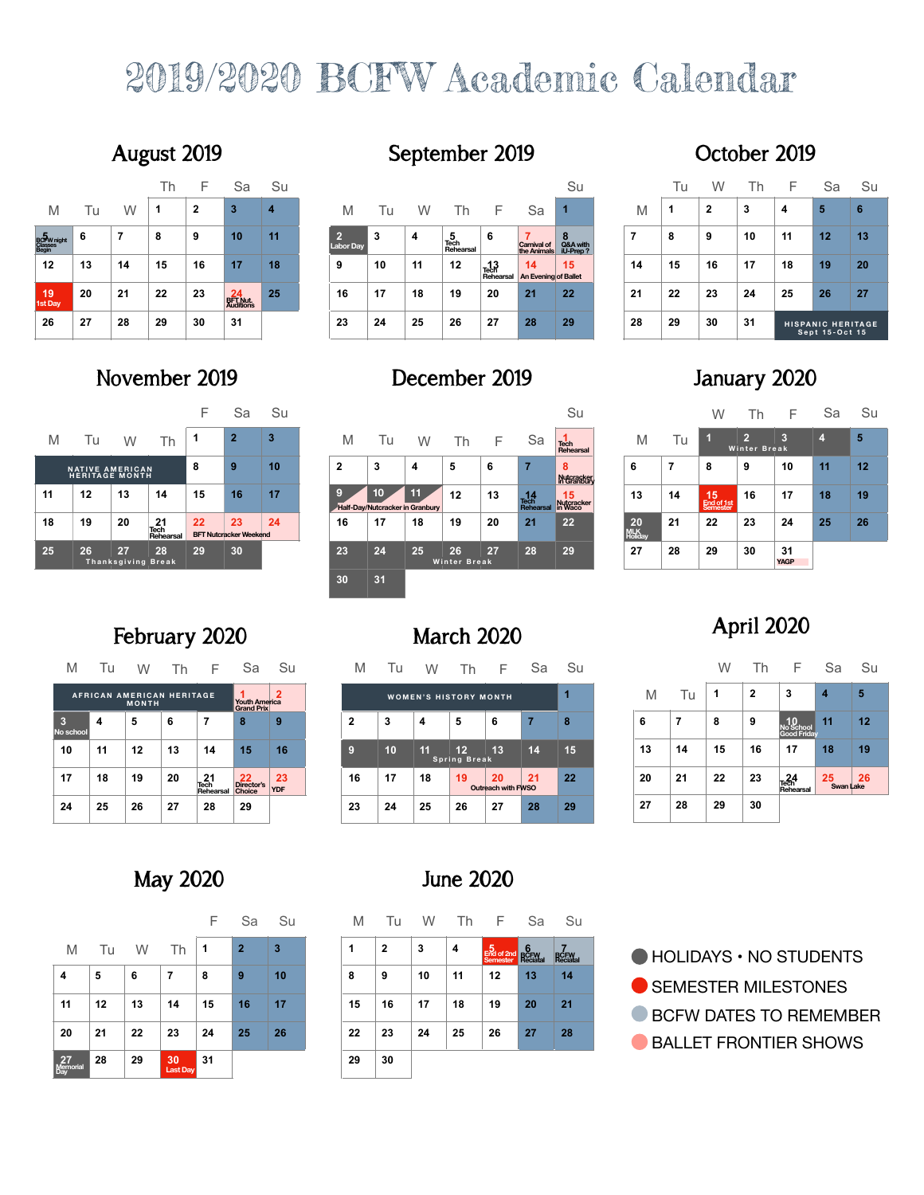# 2019/2020 BCFW Academic Calendar

## August 2019

| M | Tu | W | Th | F | Sa | Su |
|---|---|---|---|---|---|---|
| | | | 1 | 2 | 3 | 4 |
| 5 BCFW night Classes Begin | 6 | 7 | 8 | 9 | 10 | 11 |
| 12 | 13 | 14 | 15 | 16 | 17 | 18 |
| 19 1st Day | 20 | 21 | 22 | 23 | 24 BFT Nut. Auditions | 25 |
| 26 | 27 | 28 | 29 | 30 | 31 | |

## September 2019

| M | Tu | W | Th | F | Sa | Su |
|---|---|---|---|---|---|---|
| | | | | | | 1 |
| 2 Labor Day | 3 | 4 | 5 Tech Rehearsal | 6 | 7 Carnival of the Animals | 8 Q&A with iU-Prep ? |
| 9 | 10 | 11 | 12 | 13 Tech Rehearsal | 14 An Evening of Ballet | 15 |
| 16 | 17 | 18 | 19 | 20 | 21 | 22 |
| 23 | 24 | 25 | 26 | 27 | 28 | 29 |

## October 2019

| M | Tu | W | Th | F | Sa | Su |
|---|---|---|---|---|---|---|
| | 1 | 2 | 3 | 4 | 5 | 6 |
| 7 | 8 | 9 | 10 | 11 | 12 | 13 |
| 14 | 15 | 16 | 17 | 18 | 19 | 20 |
| 21 | 22 | 23 | 24 | 25 | 26 | 27 |
| 28 | 29 | 30 | 31 | HISPANIC HERITAGE Sept 15-Oct 15 | | |

## November 2019

| M | Tu | W | Th | F | Sa | Su |
|---|---|---|---|---|---|---|
| | | | | 1 | 2 | 3 |
| NATIVE AMERICAN HERITAGE MONTH | | | | 8 | 9 | 10 |
| 11 | 12 | 13 | 14 | 15 | 16 | 17 |
| 18 | 19 | 20 | 21 Tech Rehearsal | 22 BFT Nutcracker Weekend | 23 | 24 |
| 25 Thanksgiving Break | 26 | 27 | 28 | 29 | 30 | |

## December 2019

| M | Tu | W | Th | F | Sa | Su |
|---|---|---|---|---|---|---|
| | | | | | | 1 Tech Rehearsal |
| 2 | 3 | 4 | 5 | 6 | 7 | 8 Nutcracker in Granbury |
| 9 Half-Day/Nutcracker in Granbury | 10 | 11 | 12 | 13 | 14 Tech Rehearsal | 15 Nutcracker in Waco |
| 16 | 17 | 18 | 19 | 20 | 21 | 22 |
| 23 Winter Break | 24 | 25 | 26 | 27 | 28 | 29 |
| 30 | 31 | | | | | |

## January 2020

| M | Tu | W | Th | F | Sa | Su |
|---|---|---|---|---|---|---|
| | | 1 Winter Break | 2 | 3 | 4 | 5 |
| 6 | 7 | 8 | 9 | 10 | 11 | 12 |
| 13 | 14 | 15 End of 1st Semester | 16 | 17 | 18 | 19 |
| 20 MLK Holiday | 21 | 22 | 23 | 24 | 25 | 26 |
| 27 | 28 | 29 | 30 | 31 YAGP | | |

## February 2020

| M | Tu | W | Th | F | Sa | Su |
|---|---|---|---|---|---|---|
| AFRICAN AMERICAN HERITAGE MONTH | | | | | 1 Youth America Grand Prix | 2 |
| 3 No school | 4 | 5 | 6 | 7 | 8 | 9 |
| 10 | 11 | 12 | 13 | 14 | 15 | 16 |
| 17 | 18 | 19 | 20 | 21 Tech Rehearsal | 22 Director's Choice | 23 YDF |
| 24 | 25 | 26 | 27 | 28 | 29 | |

## March 2020

| M | Tu | W | Th | F | Sa | Su |
|---|---|---|---|---|---|---|
| WOMEN'S HISTORY MONTH | | | | | | 1 |
| 2 | 3 | 4 | 5 | 6 | 7 | 8 |
| 9 Spring Break | 10 | 11 | 12 | 13 | 14 | 15 |
| 16 | 17 | 18 | 19 Outreach with FWSO | 20 | 21 | 22 |
| 23 | 24 | 25 | 26 | 27 | 28 | 29 |

## April 2020

| M | Tu | W | Th | F | Sa | Su |
|---|---|---|---|---|---|---|
| | | 1 | 2 | 3 | 4 | 5 |
| 6 | 7 | 8 | 9 | 10 No School Good Friday | 11 | 12 |
| 13 | 14 | 15 | 16 | 17 | 18 | 19 |
| 20 | 21 | 22 | 23 | 24 Tech Rehearsal | 25 Swan Lake | 26 |
| 27 | 28 | 29 | 30 | | | |

## May 2020

| M | Tu | W | Th | F | Sa | Su |
|---|---|---|---|---|---|---|
| | | | | 1 | 2 | 3 |
| 4 | 5 | 6 | 7 | 8 | 9 | 10 |
| 11 | 12 | 13 | 14 | 15 | 16 | 17 |
| 20 | 21 | 22 | 23 | 24 | 25 | 26 |
| 27 Memorial Day | 28 | 29 | 30 Last Day | 31 | | |

## June 2020

| M | Tu | W | Th | F | Sa | Su |
|---|---|---|---|---|---|---|
| 1 | 2 | 3 | 4 | 5 End of 2nd Semester | 6 BCFW Recital | 7 BCFW Recital |
| 8 | 9 | 10 | 11 | 12 | 13 | 14 |
| 15 | 16 | 17 | 18 | 19 | 20 | 21 |
| 22 | 23 | 24 | 25 | 26 | 27 | 28 |
| 29 | 30 | | | | | |

- HOLIDAYS • NO STUDENTS
- SEMESTER MILESTONES
- BCFW DATES TO REMEMBER
- BALLET FRONTIER SHOWS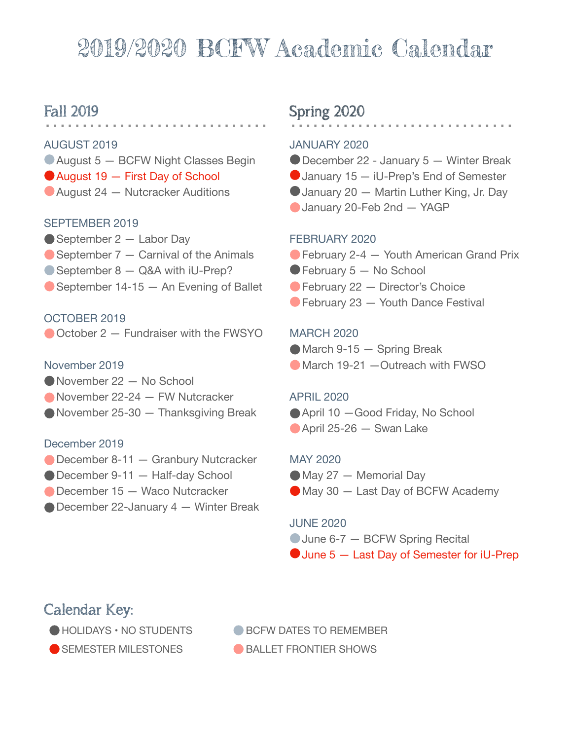# 2019/2020 BCFW Academic Calendar

## Fall 2019

### AUGUST 2019

- August 5 — BCFW Night Classes Begin
- August 19 — First Day of School
- August 24 — Nutcracker Auditions

### SEPTEMBER 2019

- September 2 — Labor Day
- September 7 — Carnival of the Animals
- September 8 — Q&A with iU-Prep?
- September 14-15 — An Evening of Ballet

### OCTOBER 2019

- October 2 — Fundraiser with the FWSYO

### November 2019

- November 22 — No School
- November 22-24 — FW Nutcracker
- November 25-30 — Thanksgiving Break

### December 2019

- December 8-11 — Granbury Nutcracker
- December 9-11 — Half-day School
- December 15 — Waco Nutcracker
- December 22-January 4 — Winter Break

## Spring 2020

### JANUARY 2020

- December 22 - January 5 — Winter Break
- January 15 — iU-Prep's End of Semester
- January 20 — Martin Luther King, Jr. Day
- January 20-Feb 2nd — YAGP

### FEBRUARY 2020

- February 2-4 — Youth American Grand Prix
- February 5 — No School
- February 22 — Director's Choice
- February 23 — Youth Dance Festival

### MARCH 2020

- March 9-15 — Spring Break
- March 19-21 —Outreach with FWSO

### APRIL 2020

- April 10 —Good Friday, No School
- April 25-26 — Swan Lake

### MAY 2020

- May 27 — Memorial Day
- May 30 — Last Day of BCFW Academy

### JUNE 2020

- June 6-7 — BCFW Spring Recital
- June 5 — Last Day of Semester for iU-Prep

## Calendar Key:

- HOLIDAYS • NO STUDENTS
- SEMESTER MILESTONES
- BCFW DATES TO REMEMBER
- BALLET FRONTIER SHOWS